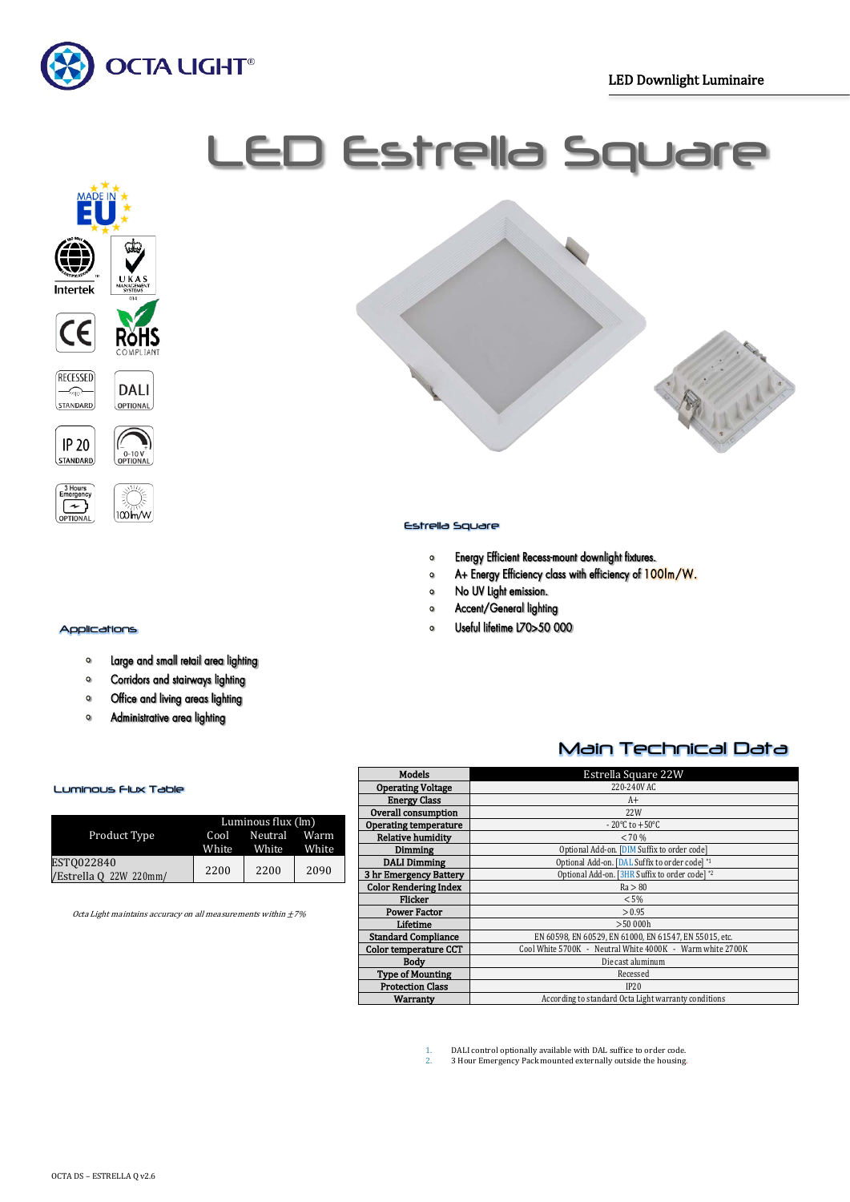OCTA LIGHT®

LED Downlight Luminaire

# LED Estrella Square

MADE IN EU

Intertek

UKAS MANAGEMENT SYSTEMS

CE

RoHS COMPLIANT

RECESSED STANDARD

DALI OPTIONAL

IP 20 STANDARD

0-10 V OPTIONAL

3 Hours Emergency OPTIONAL

100lm/W

## Estrella Square

- Energy Efficient Recess-mount downlight fixtures.
- A+ Energy Efficiency class with efficiency of 100lm/W.
- No UV Light emission.
- Accent/General lighting
- Useful lifetime L70>50 000

## Applications

- Large and small retail area lighting
- Corridors and stairways lighting
- Office and living areas lighting
- Administrative area lighting

## Luminous Flux Table

| Product Type | Luminous flux (lm) Cool White | Neutral White | Warm White |
|---|---|---|---|
| ESTQ022840 /Estrella Q 22W 220mm/ | 2200 | 2200 | 2090 |

*Octa Light maintains accuracy on all measurements within ±7%*

## Main Technical Data

| Models | Estrella Square 22W |
|---|---|
| Operating Voltage | 220-240V AC |
| Energy Class | A+ |
| Overall consumption | 22W |
| Operating temperature | - 20°C to +50°C |
| Relative humidity | <70 % |
| Dimming | Optional Add-on. [DIM Suffix to order code] |
| DALI Dimming | Optional Add-on. [DAL Suffix to order code] [1] |
| 3 hr Emergency Battery | Optional Add-on. [3HR Suffix to order code] [2] |
| Color Rendering Index | Ra > 80 |
| Flicker | <5% |
| Power Factor | >0.95 |
| Lifetime | >50 000h |
| Standard Compliance | EN 60598, EN 60529, EN 61000, EN 61547, EN 55015, etc. |
| Color temperature CCT | Cool White 5700K - Neutral White 4000K - Warm white 2700K |
| Body | Diecast aluminum |
| Type of Mounting | Recessed |
| Protection Class | IP20 |
| Warranty | According to standard Octa Light warranty conditions |

1. DALI control optionally available with DAL suffice to order code.
2. 3 Hour Emergency Pack mounted externally outside the housing.

OCTA DS – ESTRELLA Q v2.6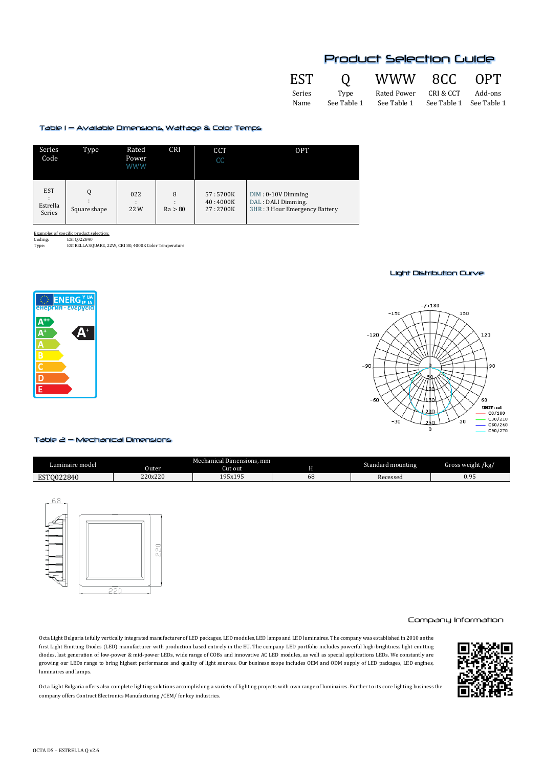# Product Selection Guide

| EST | Q | WWW | 8CC | OPT |
|---|---|---|---|---|
| Series Name | Type See Table 1 | Rated Power See Table 1 | CRI & CCT See Table 1 | Add-ons See Table 1 |

## Table 1 – Available Dimensions, Wattage & Color Temps

| Series Code | Type | Rated Power WWW | CRI | CCT CC | OPT |
|---|---|---|---|---|---|
| EST : Estrella Series | Q : Square shape | 022 : 22 W | 8 : Ra > 80 | 57 : 5700K<br>40 : 4000K<br>27 : 2700K | DIM : 0-10V Dimming<br>DAL : DALI Dimming.<br>3HR : 3 Hour Emergency Battery |

Examples of specific product selection:

Coding: ESTQ022840

Type: ESTRELLA SQUARE, 22W, CRI 80, 4000K Color Temperature

## Light Distribution Curve

-/+180
-150
150
-120
120
-90
90
-60
60
-30
30
0
0
50
100
150
200
250
UNIT:cd
C0/180
C30/210
C60/240
C90/270

ENERGY
A++
A+
A
B
C
D
E
A+

## Table 2 – Mechanical Dimensions

| Luminaire model | Mechanical Dimensions, mm Outer | Cut out | H | Standard mounting | Gross weight /kg/ |
|---|---|---|---|---|---|
| ESTQ022840 | 220x220 | 195x195 | 68 | Recessed | 0.95 |

68
220
220

## Company Information

Octa Light Bulgaria is fully vertically integrated manufacturer of LED packages, LED modules, LED lamps and LED luminaires. The company was established in 2010 as the first Light Emitting Diodes (LED) manufacturer with production based entirely in the EU. The company LED portfolio includes powerful high-brightness light emitting diodes, last generation of low-power & mid-power LEDs, wide range of COBs and innovative AC LED modules, as well as special applications LEDs. We constantly are growing our LEDs range to bring highest performance and quality of light sources. Our business scope includes OEM and ODM supply of LED packages, LED engines, luminaires and lamps.

Octa Light Bulgaria offers also complete lighting solutions accomplishing a variety of lighting projects with own range of luminaires. Further to its core lighting business the company offers Contract Electronics Manufacturing /CEM/ for key industries.

OCTA DS – ESTRELLA Q v2.6